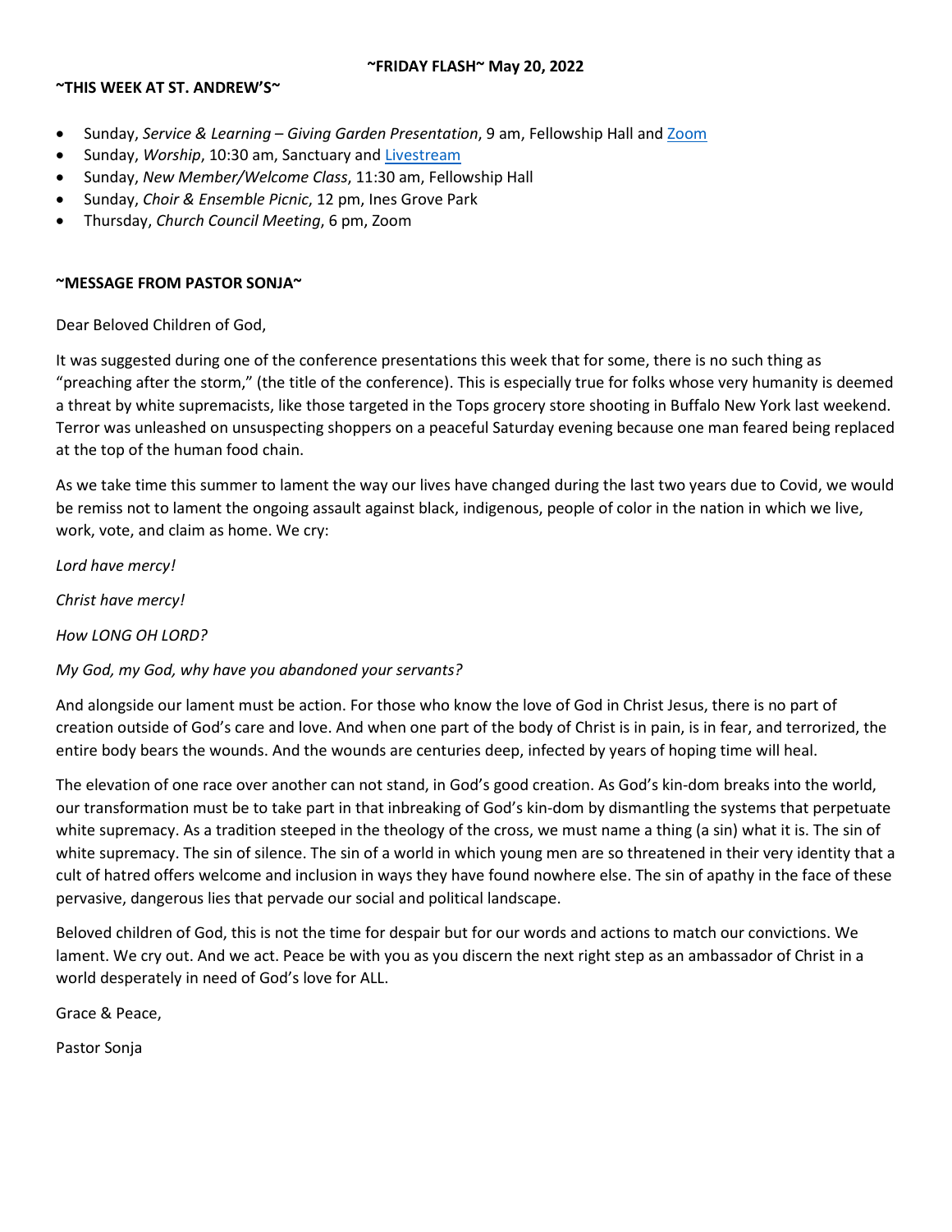**~FRIDAY FLASH~ May 20, 2022**

**~THIS WEEK AT ST. ANDREW'S~**

- Sunday, *Service & Learning – Giving Garden Presentation*, 9 am, Fellowship Hall and Zoom
- Sunday, *Worship*, 10:30 am, Sanctuary and Livestream
- Sunday, *New Member/Welcome Class*, 11:30 am, Fellowship Hall
- Sunday, *Choir & Ensemble Picnic*, 12 pm, Ines Grove Park
- Thursday, *Church Council Meeting*, 6 pm, Zoom

**~MESSAGE FROM PASTOR SONJA~**

Dear Beloved Children of God,

It was suggested during one of the conference presentations this week that for some, there is no such thing as "preaching after the storm," (the title of the conference). This is especially true for folks whose very humanity is deemed a threat by white supremacists, like those targeted in the Tops grocery store shooting in Buffalo New York last weekend. Terror was unleashed on unsuspecting shoppers on a peaceful Saturday evening because one man feared being replaced at the top of the human food chain.

As we take time this summer to lament the way our lives have changed during the last two years due to Covid, we would be remiss not to lament the ongoing assault against black, indigenous, people of color in the nation in which we live, work, vote, and claim as home. We cry:

*Lord have mercy!*

*Christ have mercy!*

*How LONG OH LORD?*

*My God, my God, why have you abandoned your servants?*

And alongside our lament must be action. For those who know the love of God in Christ Jesus, there is no part of creation outside of God's care and love. And when one part of the body of Christ is in pain, is in fear, and terrorized, the entire body bears the wounds. And the wounds are centuries deep, infected by years of hoping time will heal.

The elevation of one race over another can not stand, in God's good creation. As God's kin-dom breaks into the world, our transformation must be to take part in that inbreaking of God's kin-dom by dismantling the systems that perpetuate white supremacy. As a tradition steeped in the theology of the cross, we must name a thing (a sin) what it is. The sin of white supremacy. The sin of silence. The sin of a world in which young men are so threatened in their very identity that a cult of hatred offers welcome and inclusion in ways they have found nowhere else. The sin of apathy in the face of these pervasive, dangerous lies that pervade our social and political landscape.

Beloved children of God, this is not the time for despair but for our words and actions to match our convictions. We lament. We cry out. And we act. Peace be with you as you discern the next right step as an ambassador of Christ in a world desperately in need of God's love for ALL.

Grace & Peace,

Pastor Sonja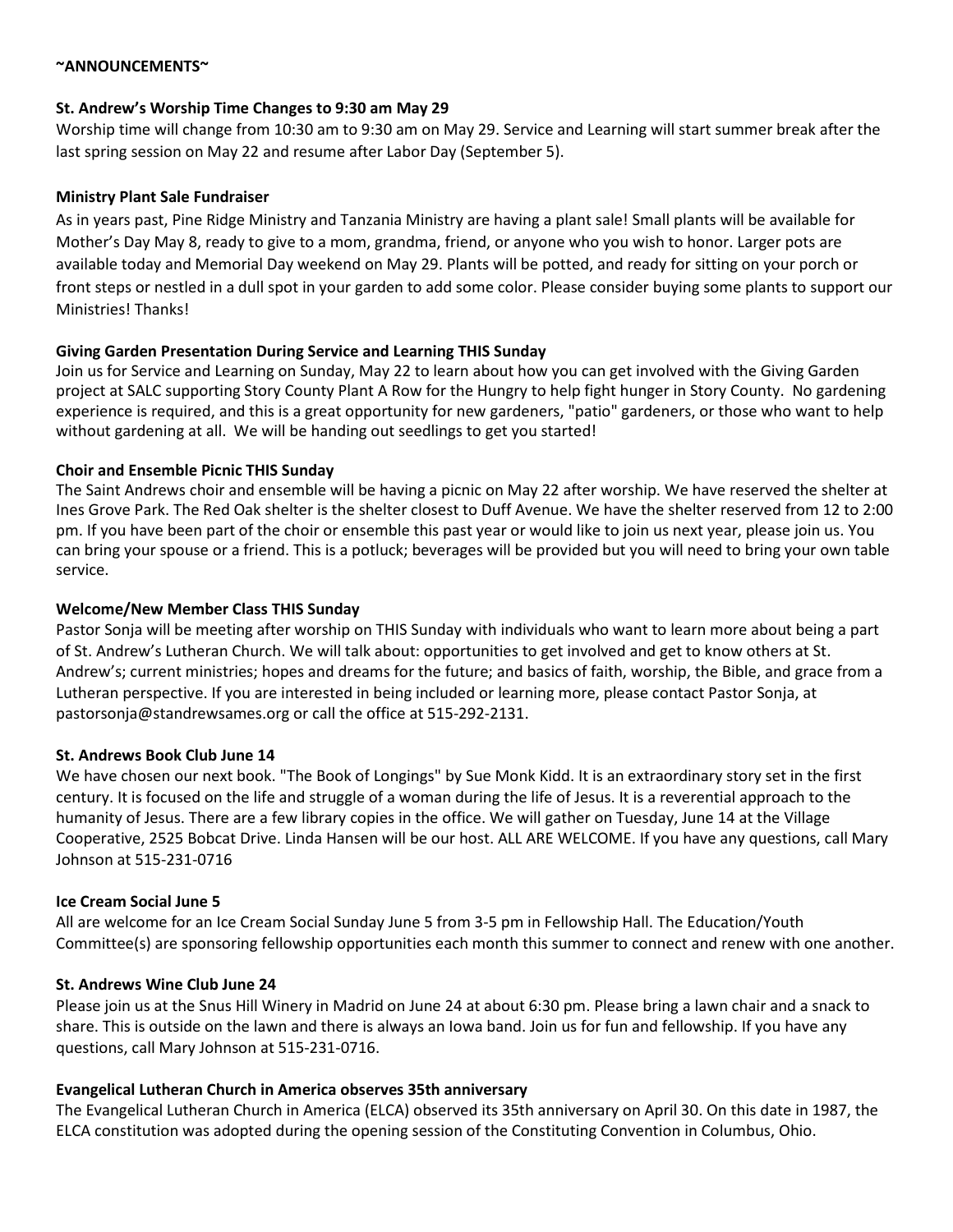**~ANNOUNCEMENTS~**

**St. Andrew's Worship Time Changes to 9:30 am May 29**

Worship time will change from 10:30 am to 9:30 am on May 29. Service and Learning will start summer break after the last spring session on May 22 and resume after Labor Day (September 5).

**Ministry Plant Sale Fundraiser**

As in years past, Pine Ridge Ministry and Tanzania Ministry are having a plant sale! Small plants will be available for Mother's Day May 8, ready to give to a mom, grandma, friend, or anyone who you wish to honor. Larger pots are available today and Memorial Day weekend on May 29. Plants will be potted, and ready for sitting on your porch or front steps or nestled in a dull spot in your garden to add some color. Please consider buying some plants to support our Ministries! Thanks!

**Giving Garden Presentation During Service and Learning THIS Sunday**

Join us for Service and Learning on Sunday, May 22 to learn about how you can get involved with the Giving Garden project at SALC supporting Story County Plant A Row for the Hungry to help fight hunger in Story County. No gardening experience is required, and this is a great opportunity for new gardeners, "patio" gardeners, or those who want to help without gardening at all. We will be handing out seedlings to get you started!

**Choir and Ensemble Picnic THIS Sunday**

The Saint Andrews choir and ensemble will be having a picnic on May 22 after worship. We have reserved the shelter at Ines Grove Park. The Red Oak shelter is the shelter closest to Duff Avenue. We have the shelter reserved from 12 to 2:00 pm. If you have been part of the choir or ensemble this past year or would like to join us next year, please join us. You can bring your spouse or a friend. This is a potluck; beverages will be provided but you will need to bring your own table service.

**Welcome/New Member Class THIS Sunday**

Pastor Sonja will be meeting after worship on THIS Sunday with individuals who want to learn more about being a part of St. Andrew's Lutheran Church. We will talk about: opportunities to get involved and get to know others at St. Andrew's; current ministries; hopes and dreams for the future; and basics of faith, worship, the Bible, and grace from a Lutheran perspective. If you are interested in being included or learning more, please contact Pastor Sonja, at pastorsonja@standrewsames.org or call the office at 515-292-2131.

**St. Andrews Book Club June 14**

We have chosen our next book. "The Book of Longings" by Sue Monk Kidd. It is an extraordinary story set in the first century. It is focused on the life and struggle of a woman during the life of Jesus. It is a reverential approach to the humanity of Jesus. There are a few library copies in the office. We will gather on Tuesday, June 14 at the Village Cooperative, 2525 Bobcat Drive. Linda Hansen will be our host. ALL ARE WELCOME. If you have any questions, call Mary Johnson at 515-231-0716

**Ice Cream Social June 5**

All are welcome for an Ice Cream Social Sunday June 5 from 3-5 pm in Fellowship Hall. The Education/Youth Committee(s) are sponsoring fellowship opportunities each month this summer to connect and renew with one another.

**St. Andrews Wine Club June 24**

Please join us at the Snus Hill Winery in Madrid on June 24 at about 6:30 pm. Please bring a lawn chair and a snack to share. This is outside on the lawn and there is always an Iowa band. Join us for fun and fellowship. If you have any questions, call Mary Johnson at 515-231-0716.

**Evangelical Lutheran Church in America observes 35th anniversary**

The Evangelical Lutheran Church in America (ELCA) observed its 35th anniversary on April 30. On this date in 1987, the ELCA constitution was adopted during the opening session of the Constituting Convention in Columbus, Ohio.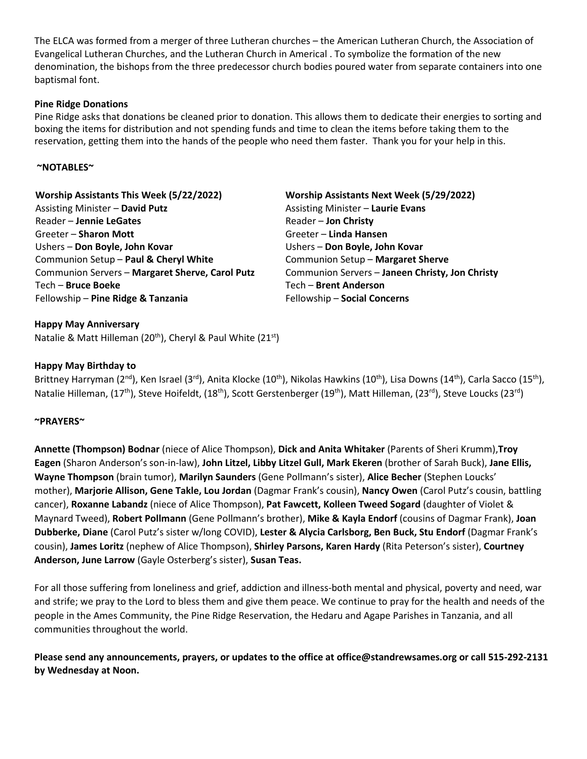The ELCA was formed from a merger of three Lutheran churches – the American Lutheran Church, the Association of Evangelical Lutheran Churches, and the Lutheran Church in Americal . To symbolize the formation of the new denomination, the bishops from the three predecessor church bodies poured water from separate containers into one baptismal font.

**Pine Ridge Donations**

Pine Ridge asks that donations be cleaned prior to donation. This allows them to dedicate their energies to sorting and boxing the items for distribution and not spending funds and time to clean the items before taking them to the reservation, getting them into the hands of the people who need them faster. Thank you for your help in this.

**~NOTABLES~**

**Worship Assistants This Week (5/22/2022)**

Assisting Minister – **David Putz**
Reader – **Jennie LeGates**
Greeter – **Sharon Mott**
Ushers – **Don Boyle, John Kovar**
Communion Setup – **Paul & Cheryl White**
Communion Servers – **Margaret Sherve, Carol Putz**
Tech – **Bruce Boeke**
Fellowship – **Pine Ridge & Tanzania**

**Worship Assistants Next Week (5/29/2022)**

Assisting Minister – **Laurie Evans**
Reader – **Jon Christy**
Greeter – **Linda Hansen**
Ushers – **Don Boyle, John Kovar**
Communion Setup – **Margaret Sherve**
Communion Servers – **Janeen Christy, Jon Christy**
Tech – **Brent Anderson**
Fellowship – **Social Concerns**

**Happy May Anniversary**

Natalie & Matt Hilleman (20th), Cheryl & Paul White (21st)

**Happy May Birthday to**

Brittney Harryman (2nd), Ken Israel (3rd), Anita Klocke (10th), Nikolas Hawkins (10th), Lisa Downs (14th), Carla Sacco (15th), Natalie Hilleman, (17th), Steve Hoifeldt, (18th), Scott Gerstenberger (19th), Matt Hilleman, (23rd), Steve Loucks (23rd)

**~PRAYERS~**

**Annette (Thompson) Bodnar** (niece of Alice Thompson), **Dick and Anita Whitaker** (Parents of Sheri Krumm),**Troy Eagen** (Sharon Anderson's son-in-law), **John Litzel, Libby Litzel Gull, Mark Ekeren** (brother of Sarah Buck), **Jane Ellis, Wayne Thompson** (brain tumor), **Marilyn Saunders** (Gene Pollmann's sister), **Alice Becher** (Stephen Loucks' mother), **Marjorie Allison, Gene Takle, Lou Jordan** (Dagmar Frank's cousin), **Nancy Owen** (Carol Putz's cousin, battling cancer), **Roxanne Labandz** (niece of Alice Thompson), **Pat Fawcett, Kolleen Tweed Sogard** (daughter of Violet & Maynard Tweed), **Robert Pollmann** (Gene Pollmann's brother), **Mike & Kayla Endorf** (cousins of Dagmar Frank), **Joan Dubberke, Diane** (Carol Putz's sister w/long COVID), **Lester & Alycia Carlsborg, Ben Buck, Stu Endorf** (Dagmar Frank's cousin), **James Loritz** (nephew of Alice Thompson), **Shirley Parsons, Karen Hardy** (Rita Peterson's sister), **Courtney Anderson, June Larrow** (Gayle Osterberg's sister), **Susan Teas.**

For all those suffering from loneliness and grief, addiction and illness-both mental and physical, poverty and need, war and strife; we pray to the Lord to bless them and give them peace. We continue to pray for the health and needs of the people in the Ames Community, the Pine Ridge Reservation, the Hedaru and Agape Parishes in Tanzania, and all communities throughout the world.

**Please send any announcements, prayers, or updates to the office at office@standrewsames.org or call 515-292-2131 by Wednesday at Noon.**